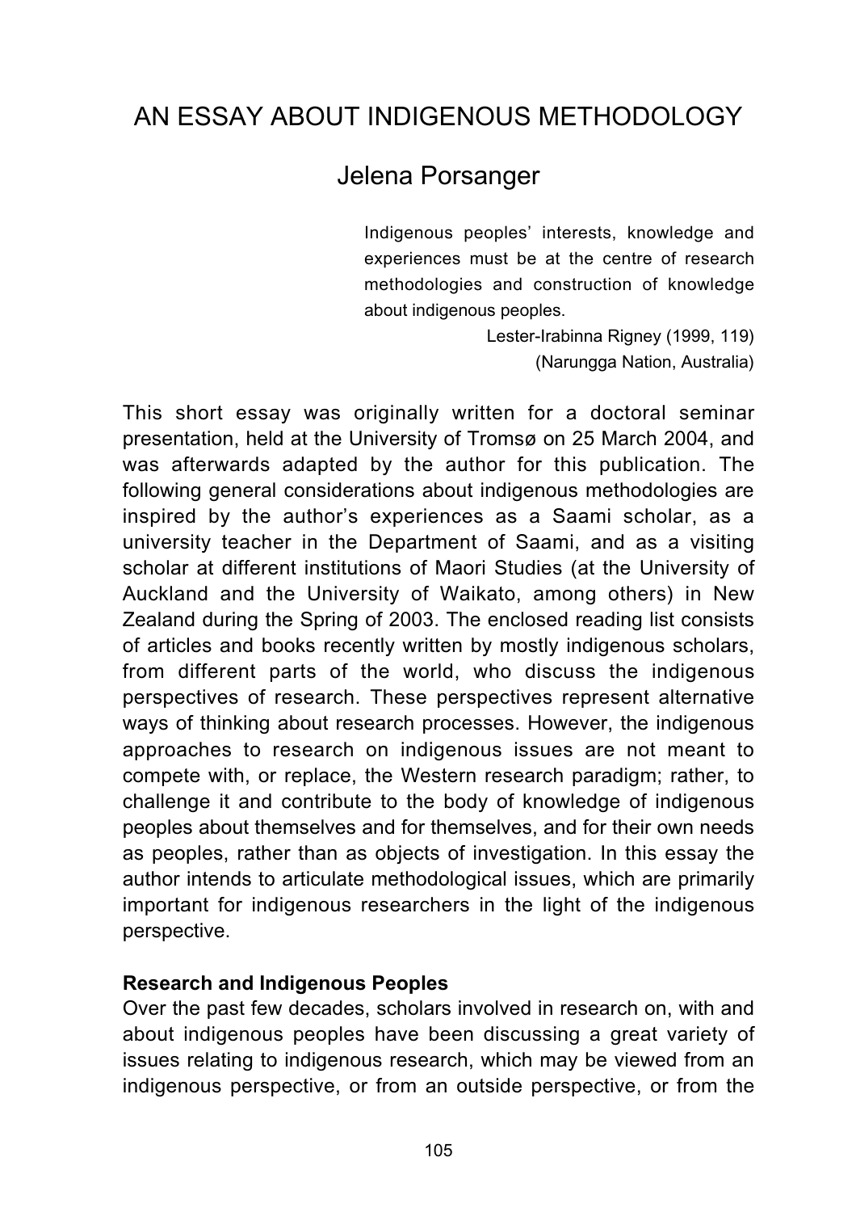# AN ESSAY ABOUT INDIGENOUS METHODOLOGY

## Jelena Porsanger

> Indigenous peoples' interests, knowledge and experiences must be at the centre of research methodologies and construction of knowledge about indigenous peoples.
>
> Lester-Irabinna Rigney (1999, 119)
> (Narungga Nation, Australia)

This short essay was originally written for a doctoral seminar presentation, held at the University of Tromsø on 25 March 2004, and was afterwards adapted by the author for this publication. The following general considerations about indigenous methodologies are inspired by the author's experiences as a Saami scholar, as a university teacher in the Department of Saami, and as a visiting scholar at different institutions of Maori Studies (at the University of Auckland and the University of Waikato, among others) in New Zealand during the Spring of 2003. The enclosed reading list consists of articles and books recently written by mostly indigenous scholars, from different parts of the world, who discuss the indigenous perspectives of research. These perspectives represent alternative ways of thinking about research processes. However, the indigenous approaches to research on indigenous issues are not meant to compete with, or replace, the Western research paradigm; rather, to challenge it and contribute to the body of knowledge of indigenous peoples about themselves and for themselves, and for their own needs as peoples, rather than as objects of investigation. In this essay the author intends to articulate methodological issues, which are primarily important for indigenous researchers in the light of the indigenous perspective.

**Research and Indigenous Peoples**

Over the past few decades, scholars involved in research on, with and about indigenous peoples have been discussing a great variety of issues relating to indigenous research, which may be viewed from an indigenous perspective, or from an outside perspective, or from the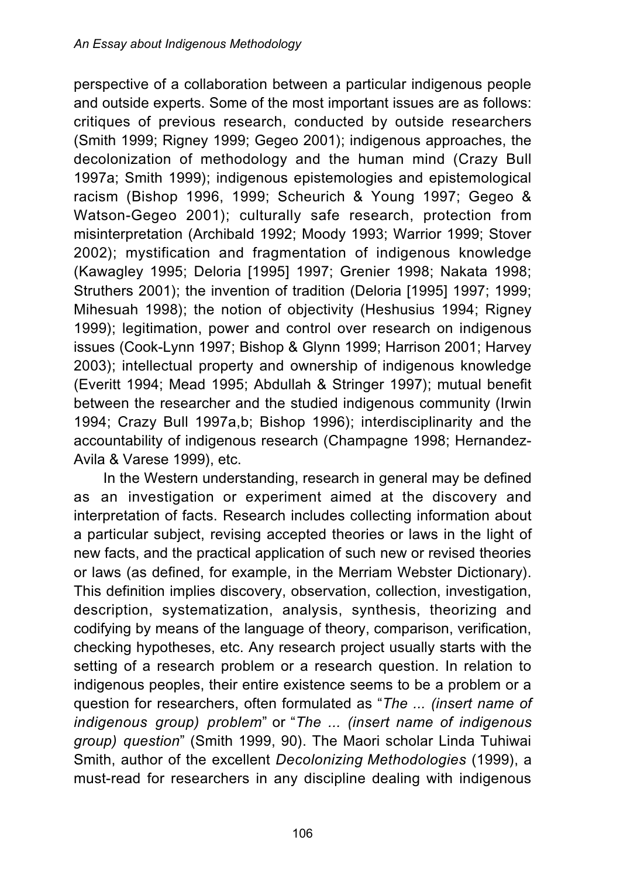perspective of a collaboration between a particular indigenous people and outside experts. Some of the most important issues are as follows: critiques of previous research, conducted by outside researchers (Smith 1999; Rigney 1999; Gegeo 2001); indigenous approaches, the decolonization of methodology and the human mind (Crazy Bull 1997a; Smith 1999); indigenous epistemologies and epistemological racism (Bishop 1996, 1999; Scheurich & Young 1997; Gegeo & Watson-Gegeo 2001); culturally safe research, protection from misinterpretation (Archibald 1992; Moody 1993; Warrior 1999; Stover 2002); mystification and fragmentation of indigenous knowledge (Kawagley 1995; Deloria [1995] 1997; Grenier 1998; Nakata 1998; Struthers 2001); the invention of tradition (Deloria [1995] 1997; 1999; Mihesuah 1998); the notion of objectivity (Heshusius 1994; Rigney 1999); legitimation, power and control over research on indigenous issues (Cook-Lynn 1997; Bishop & Glynn 1999; Harrison 2001; Harvey 2003); intellectual property and ownership of indigenous knowledge (Everitt 1994; Mead 1995; Abdullah & Stringer 1997); mutual benefit between the researcher and the studied indigenous community (Irwin 1994; Crazy Bull 1997a,b; Bishop 1996); interdisciplinarity and the accountability of indigenous research (Champagne 1998; Hernandez-Avila & Varese 1999), etc.

In the Western understanding, research in general may be defined as an investigation or experiment aimed at the discovery and interpretation of facts. Research includes collecting information about a particular subject, revising accepted theories or laws in the light of new facts, and the practical application of such new or revised theories or laws (as defined, for example, in the Merriam Webster Dictionary). This definition implies discovery, observation, collection, investigation, description, systematization, analysis, synthesis, theorizing and codifying by means of the language of theory, comparison, verification, checking hypotheses, etc. Any research project usually starts with the setting of a research problem or a research question. In relation to indigenous peoples, their entire existence seems to be a problem or a question for researchers, often formulated as "*The ... (insert name of indigenous group) problem*" or "*The ... (insert name of indigenous group) question*" (Smith 1999, 90). The Maori scholar Linda Tuhiwai Smith, author of the excellent *Decolonizing Methodologies* (1999), a must-read for researchers in any discipline dealing with indigenous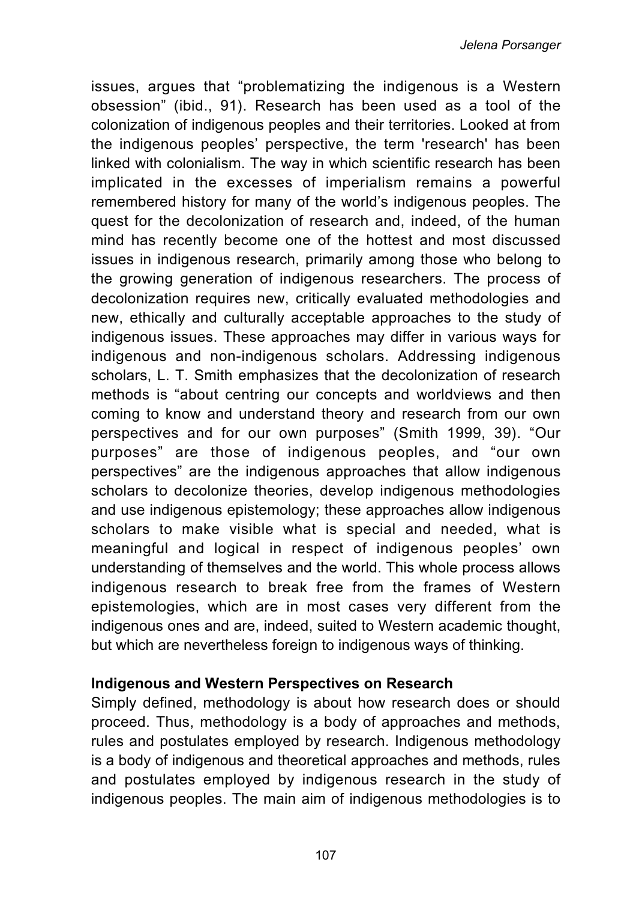issues, argues that "problematizing the indigenous is a Western obsession" (ibid., 91). Research has been used as a tool of the colonization of indigenous peoples and their territories. Looked at from the indigenous peoples' perspective, the term 'research' has been linked with colonialism. The way in which scientific research has been implicated in the excesses of imperialism remains a powerful remembered history for many of the world's indigenous peoples. The quest for the decolonization of research and, indeed, of the human mind has recently become one of the hottest and most discussed issues in indigenous research, primarily among those who belong to the growing generation of indigenous researchers. The process of decolonization requires new, critically evaluated methodologies and new, ethically and culturally acceptable approaches to the study of indigenous issues. These approaches may differ in various ways for indigenous and non-indigenous scholars. Addressing indigenous scholars, L. T. Smith emphasizes that the decolonization of research methods is "about centring our concepts and worldviews and then coming to know and understand theory and research from our own perspectives and for our own purposes" (Smith 1999, 39). "Our purposes" are those of indigenous peoples, and "our own perspectives" are the indigenous approaches that allow indigenous scholars to decolonize theories, develop indigenous methodologies and use indigenous epistemology; these approaches allow indigenous scholars to make visible what is special and needed, what is meaningful and logical in respect of indigenous peoples' own understanding of themselves and the world. This whole process allows indigenous research to break free from the frames of Western epistemologies, which are in most cases very different from the indigenous ones and are, indeed, suited to Western academic thought, but which are nevertheless foreign to indigenous ways of thinking.

### Indigenous and Western Perspectives on Research

Simply defined, methodology is about how research does or should proceed. Thus, methodology is a body of approaches and methods, rules and postulates employed by research. Indigenous methodology is a body of indigenous and theoretical approaches and methods, rules and postulates employed by indigenous research in the study of indigenous peoples. The main aim of indigenous methodologies is to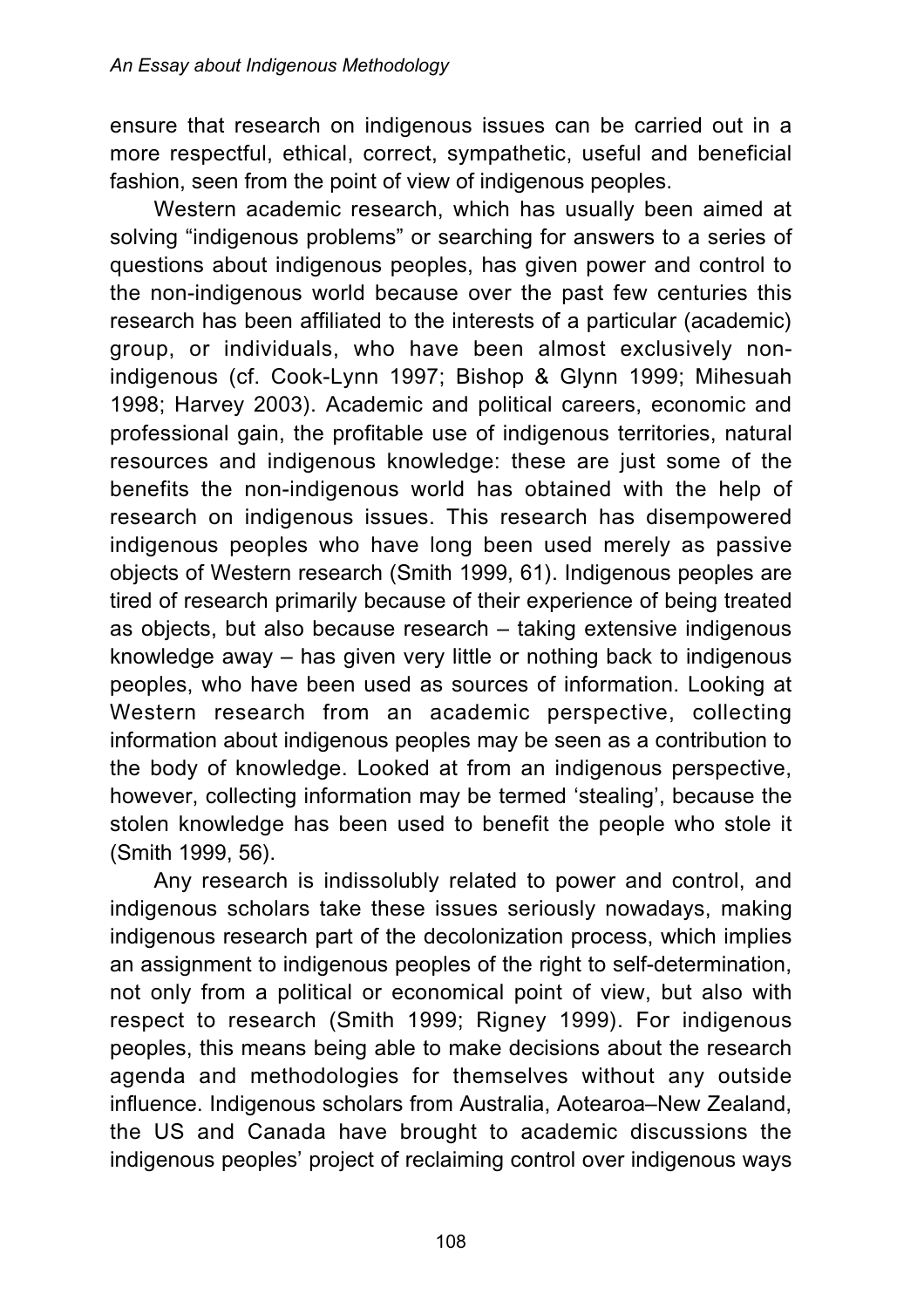ensure that research on indigenous issues can be carried out in a more respectful, ethical, correct, sympathetic, useful and beneficial fashion, seen from the point of view of indigenous peoples.

Western academic research, which has usually been aimed at solving "indigenous problems" or searching for answers to a series of questions about indigenous peoples, has given power and control to the non-indigenous world because over the past few centuries this research has been affiliated to the interests of a particular (academic) group, or individuals, who have been almost exclusively non-indigenous (cf. Cook-Lynn 1997; Bishop & Glynn 1999; Mihesuah 1998; Harvey 2003). Academic and political careers, economic and professional gain, the profitable use of indigenous territories, natural resources and indigenous knowledge: these are just some of the benefits the non-indigenous world has obtained with the help of research on indigenous issues. This research has disempowered indigenous peoples who have long been used merely as passive objects of Western research (Smith 1999, 61). Indigenous peoples are tired of research primarily because of their experience of being treated as objects, but also because research – taking extensive indigenous knowledge away – has given very little or nothing back to indigenous peoples, who have been used as sources of information. Looking at Western research from an academic perspective, collecting information about indigenous peoples may be seen as a contribution to the body of knowledge. Looked at from an indigenous perspective, however, collecting information may be termed 'stealing', because the stolen knowledge has been used to benefit the people who stole it (Smith 1999, 56).

Any research is indissolubly related to power and control, and indigenous scholars take these issues seriously nowadays, making indigenous research part of the decolonization process, which implies an assignment to indigenous peoples of the right to self-determination, not only from a political or economical point of view, but also with respect to research (Smith 1999; Rigney 1999). For indigenous peoples, this means being able to make decisions about the research agenda and methodologies for themselves without any outside influence. Indigenous scholars from Australia, Aotearoa–New Zealand, the US and Canada have brought to academic discussions the indigenous peoples' project of reclaiming control over indigenous ways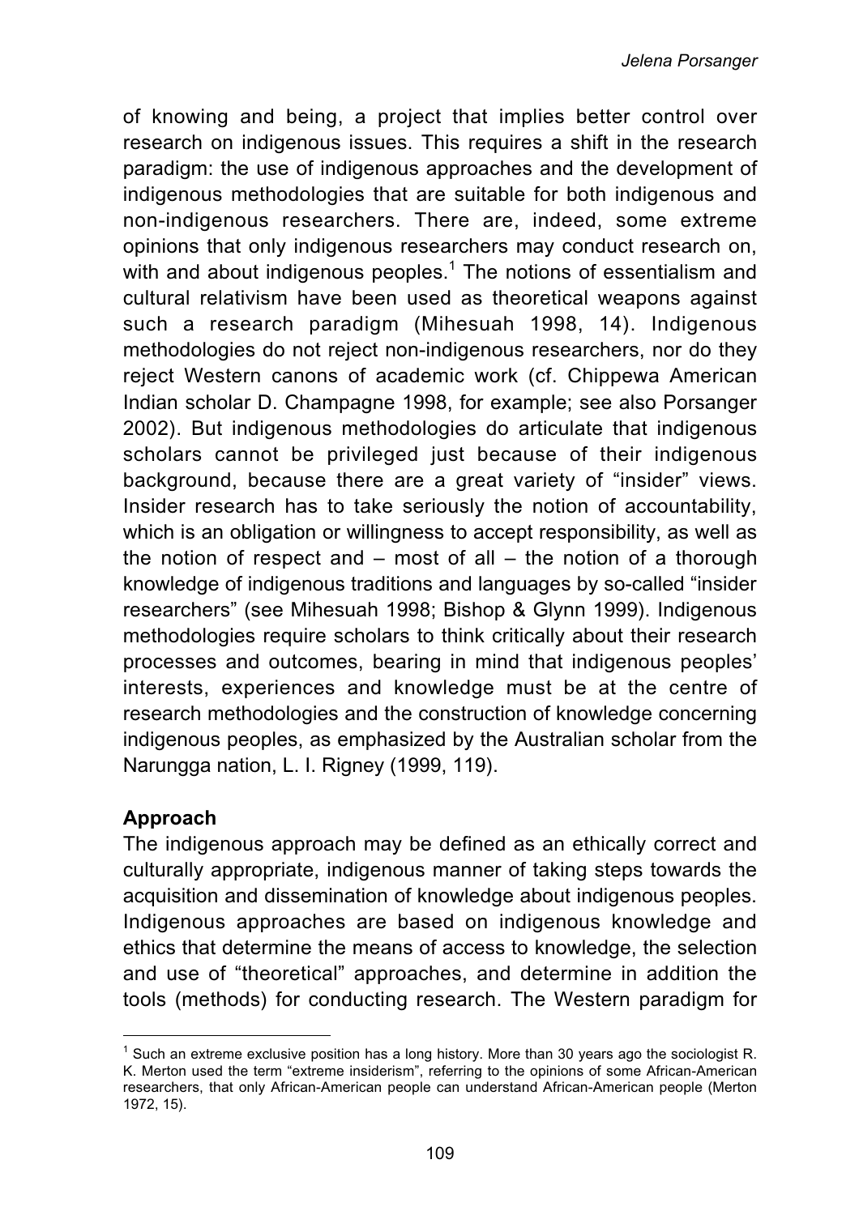of knowing and being, a project that implies better control over research on indigenous issues. This requires a shift in the research paradigm: the use of indigenous approaches and the development of indigenous methodologies that are suitable for both indigenous and non-indigenous researchers. There are, indeed, some extreme opinions that only indigenous researchers may conduct research on, with and about indigenous peoples.[1] The notions of essentialism and cultural relativism have been used as theoretical weapons against such a research paradigm (Mihesuah 1998, 14). Indigenous methodologies do not reject non-indigenous researchers, nor do they reject Western canons of academic work (cf. Chippewa American Indian scholar D. Champagne 1998, for example; see also Porsanger 2002). But indigenous methodologies do articulate that indigenous scholars cannot be privileged just because of their indigenous background, because there are a great variety of "insider" views. Insider research has to take seriously the notion of accountability, which is an obligation or willingness to accept responsibility, as well as the notion of respect and – most of all – the notion of a thorough knowledge of indigenous traditions and languages by so-called "insider researchers" (see Mihesuah 1998; Bishop & Glynn 1999). Indigenous methodologies require scholars to think critically about their research processes and outcomes, bearing in mind that indigenous peoples' interests, experiences and knowledge must be at the centre of research methodologies and the construction of knowledge concerning indigenous peoples, as emphasized by the Australian scholar from the Narungga nation, L. I. Rigney (1999, 119).

## Approach

The indigenous approach may be defined as an ethically correct and culturally appropriate, indigenous manner of taking steps towards the acquisition and dissemination of knowledge about indigenous peoples. Indigenous approaches are based on indigenous knowledge and ethics that determine the means of access to knowledge, the selection and use of "theoretical" approaches, and determine in addition the tools (methods) for conducting research. The Western paradigm for

---

[1] Such an extreme exclusive position has a long history. More than 30 years ago the sociologist R. K. Merton used the term "extreme insiderism", referring to the opinions of some African-American researchers, that only African-American people can understand African-American people (Merton 1972, 15).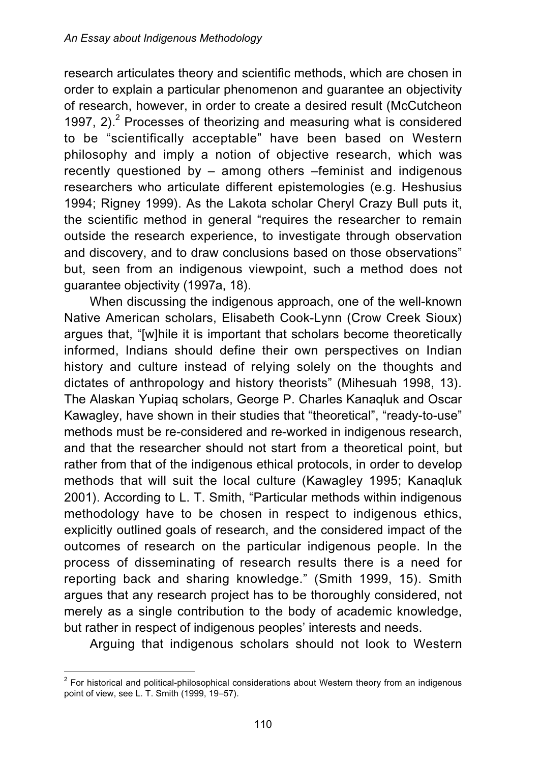research articulates theory and scientific methods, which are chosen in order to explain a particular phenomenon and guarantee an objectivity of research, however, in order to create a desired result (McCutcheon 1997, 2).[2] Processes of theorizing and measuring what is considered to be "scientifically acceptable" have been based on Western philosophy and imply a notion of objective research, which was recently questioned by – among others –feminist and indigenous researchers who articulate different epistemologies (e.g. Heshusius 1994; Rigney 1999). As the Lakota scholar Cheryl Crazy Bull puts it, the scientific method in general "requires the researcher to remain outside the research experience, to investigate through observation and discovery, and to draw conclusions based on those observations" but, seen from an indigenous viewpoint, such a method does not guarantee objectivity (1997a, 18).

When discussing the indigenous approach, one of the well-known Native American scholars, Elisabeth Cook-Lynn (Crow Creek Sioux) argues that, "[w]hile it is important that scholars become theoretically informed, Indians should define their own perspectives on Indian history and culture instead of relying solely on the thoughts and dictates of anthropology and history theorists" (Mihesuah 1998, 13). The Alaskan Yupiaq scholars, George P. Charles Kanaqluk and Oscar Kawagley, have shown in their studies that "theoretical", "ready-to-use" methods must be re-considered and re-worked in indigenous research, and that the researcher should not start from a theoretical point, but rather from that of the indigenous ethical protocols, in order to develop methods that will suit the local culture (Kawagley 1995; Kanaqluk 2001). According to L. T. Smith, "Particular methods within indigenous methodology have to be chosen in respect to indigenous ethics, explicitly outlined goals of research, and the considered impact of the outcomes of research on the particular indigenous people. In the process of disseminating of research results there is a need for reporting back and sharing knowledge." (Smith 1999, 15). Smith argues that any research project has to be thoroughly considered, not merely as a single contribution to the body of academic knowledge, but rather in respect of indigenous peoples' interests and needs.

Arguing that indigenous scholars should not look to Western

[2] For historical and political-philosophical considerations about Western theory from an indigenous point of view, see L. T. Smith (1999, 19–57).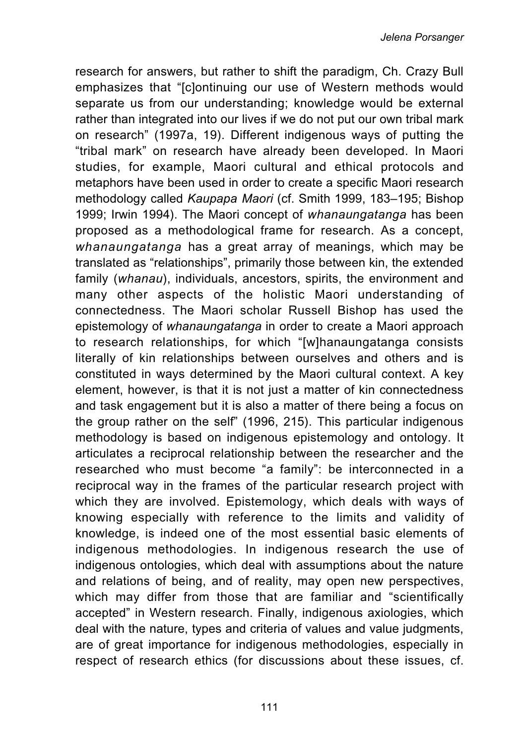research for answers, but rather to shift the paradigm, Ch. Crazy Bull emphasizes that "[c]ontinuing our use of Western methods would separate us from our understanding; knowledge would be external rather than integrated into our lives if we do not put our own tribal mark on research" (1997a, 19). Different indigenous ways of putting the "tribal mark" on research have already been developed. In Maori studies, for example, Maori cultural and ethical protocols and metaphors have been used in order to create a specific Maori research methodology called *Kaupapa Maori* (cf. Smith 1999, 183–195; Bishop 1999; Irwin 1994). The Maori concept of *whanaungatanga* has been proposed as a methodological frame for research. As a concept, *whanaungatanga* has a great array of meanings, which may be translated as "relationships", primarily those between kin, the extended family (*whanau*), individuals, ancestors, spirits, the environment and many other aspects of the holistic Maori understanding of connectedness. The Maori scholar Russell Bishop has used the epistemology of *whanaungatanga* in order to create a Maori approach to research relationships, for which "[w]hanaungatanga consists literally of kin relationships between ourselves and others and is constituted in ways determined by the Maori cultural context. A key element, however, is that it is not just a matter of kin connectedness and task engagement but it is also a matter of there being a focus on the group rather on the self" (1996, 215). This particular indigenous methodology is based on indigenous epistemology and ontology. It articulates a reciprocal relationship between the researcher and the researched who must become "a family": be interconnected in a reciprocal way in the frames of the particular research project with which they are involved. Epistemology, which deals with ways of knowing especially with reference to the limits and validity of knowledge, is indeed one of the most essential basic elements of indigenous methodologies. In indigenous research the use of indigenous ontologies, which deal with assumptions about the nature and relations of being, and of reality, may open new perspectives, which may differ from those that are familiar and "scientifically accepted" in Western research. Finally, indigenous axiologies, which deal with the nature, types and criteria of values and value judgments, are of great importance for indigenous methodologies, especially in respect of research ethics (for discussions about these issues, cf.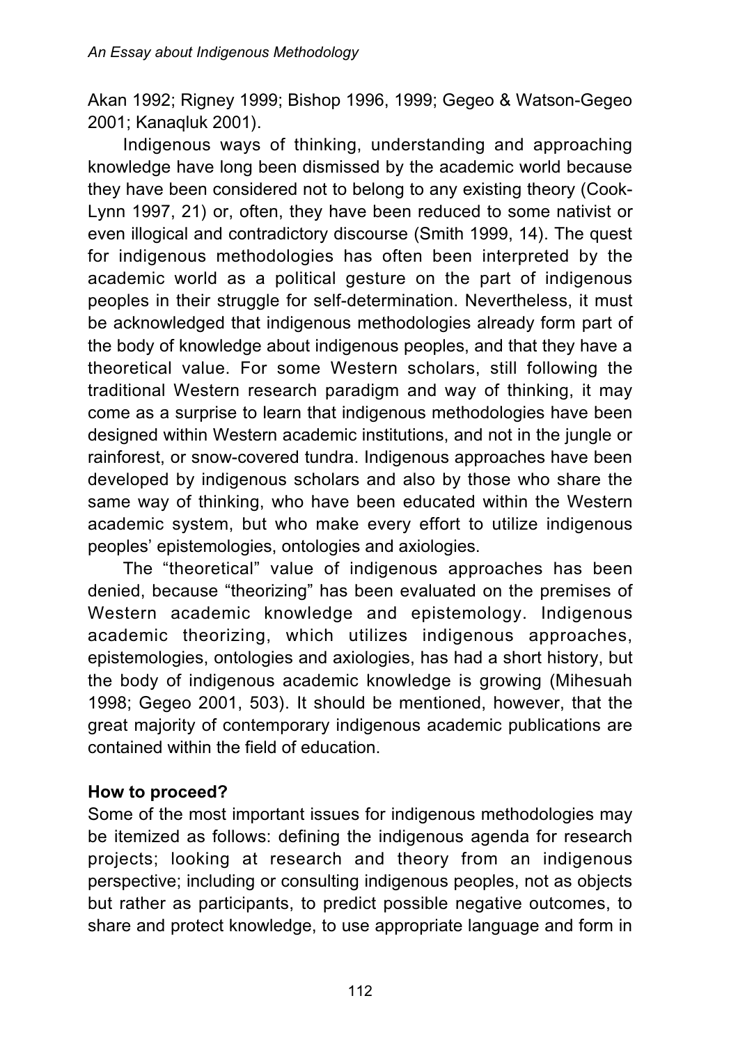Akan 1992; Rigney 1999; Bishop 1996, 1999; Gegeo & Watson-Gegeo 2001; Kanaqluk 2001).

Indigenous ways of thinking, understanding and approaching knowledge have long been dismissed by the academic world because they have been considered not to belong to any existing theory (Cook-Lynn 1997, 21) or, often, they have been reduced to some nativist or even illogical and contradictory discourse (Smith 1999, 14). The quest for indigenous methodologies has often been interpreted by the academic world as a political gesture on the part of indigenous peoples in their struggle for self-determination. Nevertheless, it must be acknowledged that indigenous methodologies already form part of the body of knowledge about indigenous peoples, and that they have a theoretical value. For some Western scholars, still following the traditional Western research paradigm and way of thinking, it may come as a surprise to learn that indigenous methodologies have been designed within Western academic institutions, and not in the jungle or rainforest, or snow-covered tundra. Indigenous approaches have been developed by indigenous scholars and also by those who share the same way of thinking, who have been educated within the Western academic system, but who make every effort to utilize indigenous peoples' epistemologies, ontologies and axiologies.

The "theoretical" value of indigenous approaches has been denied, because "theorizing" has been evaluated on the premises of Western academic knowledge and epistemology. Indigenous academic theorizing, which utilizes indigenous approaches, epistemologies, ontologies and axiologies, has had a short history, but the body of indigenous academic knowledge is growing (Mihesuah 1998; Gegeo 2001, 503). It should be mentioned, however, that the great majority of contemporary indigenous academic publications are contained within the field of education.

**How to proceed?**

Some of the most important issues for indigenous methodologies may be itemized as follows: defining the indigenous agenda for research projects; looking at research and theory from an indigenous perspective; including or consulting indigenous peoples, not as objects but rather as participants, to predict possible negative outcomes, to share and protect knowledge, to use appropriate language and form in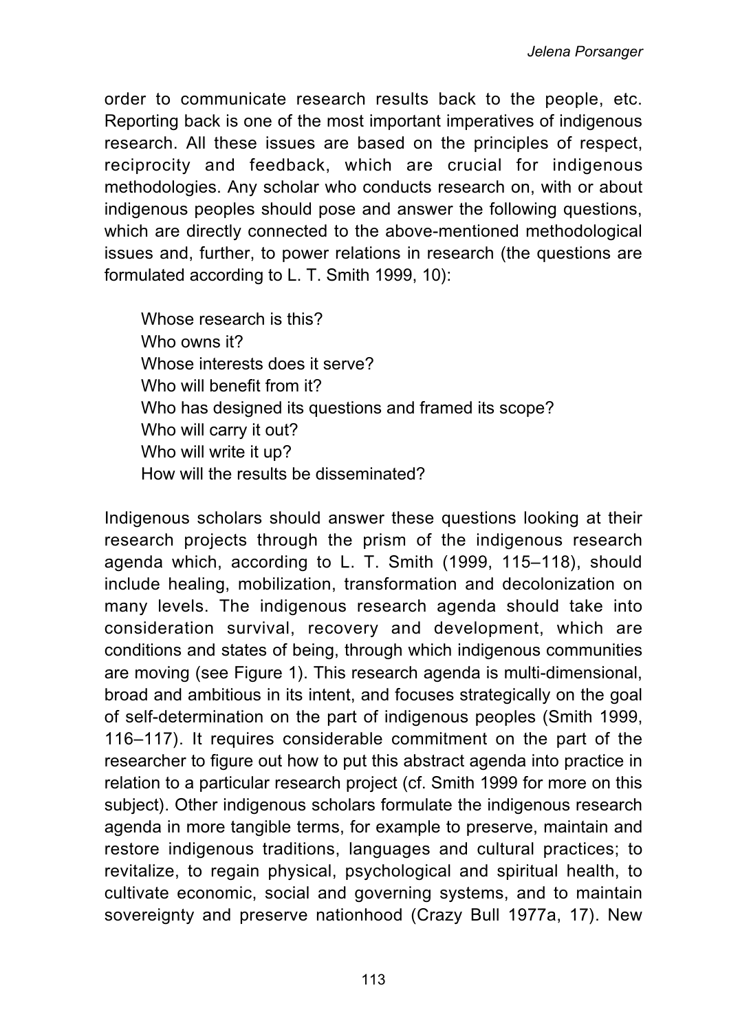order to communicate research results back to the people, etc. Reporting back is one of the most important imperatives of indigenous research. All these issues are based on the principles of respect, reciprocity and feedback, which are crucial for indigenous methodologies. Any scholar who conducts research on, with or about indigenous peoples should pose and answer the following questions, which are directly connected to the above-mentioned methodological issues and, further, to power relations in research (the questions are formulated according to L. T. Smith 1999, 10):

> Whose research is this?
> Who owns it?
> Whose interests does it serve?
> Who will benefit from it?
> Who has designed its questions and framed its scope?
> Who will carry it out?
> Who will write it up?
> How will the results be disseminated?

Indigenous scholars should answer these questions looking at their research projects through the prism of the indigenous research agenda which, according to L. T. Smith (1999, 115–118), should include healing, mobilization, transformation and decolonization on many levels. The indigenous research agenda should take into consideration survival, recovery and development, which are conditions and states of being, through which indigenous communities are moving (see Figure 1). This research agenda is multi-dimensional, broad and ambitious in its intent, and focuses strategically on the goal of self-determination on the part of indigenous peoples (Smith 1999, 116–117). It requires considerable commitment on the part of the researcher to figure out how to put this abstract agenda into practice in relation to a particular research project (cf. Smith 1999 for more on this subject). Other indigenous scholars formulate the indigenous research agenda in more tangible terms, for example to preserve, maintain and restore indigenous traditions, languages and cultural practices; to revitalize, to regain physical, psychological and spiritual health, to cultivate economic, social and governing systems, and to maintain sovereignty and preserve nationhood (Crazy Bull 1977a, 17). New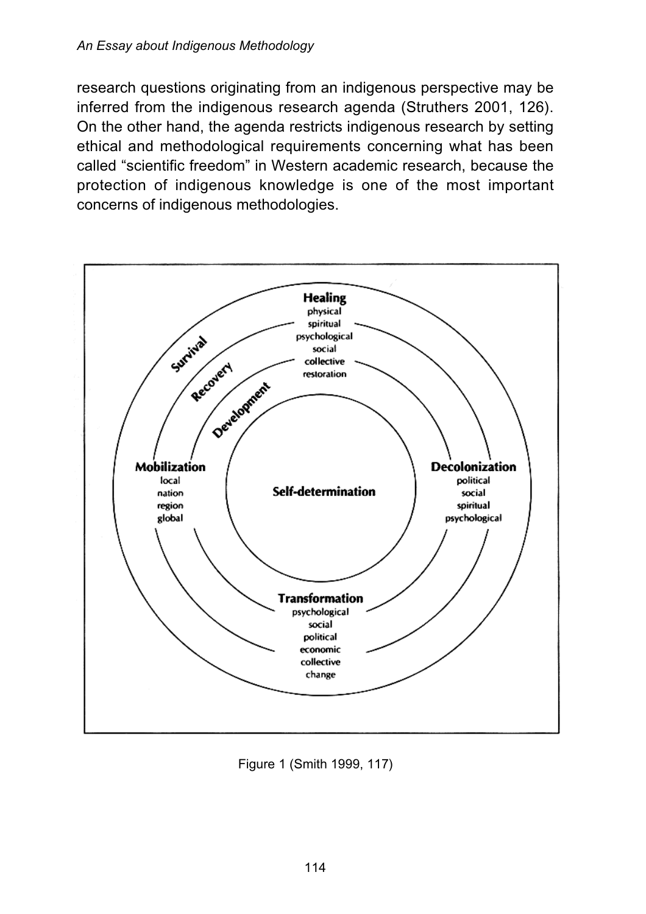research questions originating from an indigenous perspective may be inferred from the indigenous research agenda (Struthers 2001, 126). On the other hand, the agenda restricts indigenous research by setting ethical and methodological requirements concerning what has been called "scientific freedom" in Western academic research, because the protection of indigenous knowledge is one of the most important concerns of indigenous methodologies.

Figure 1 (Smith 1999, 117)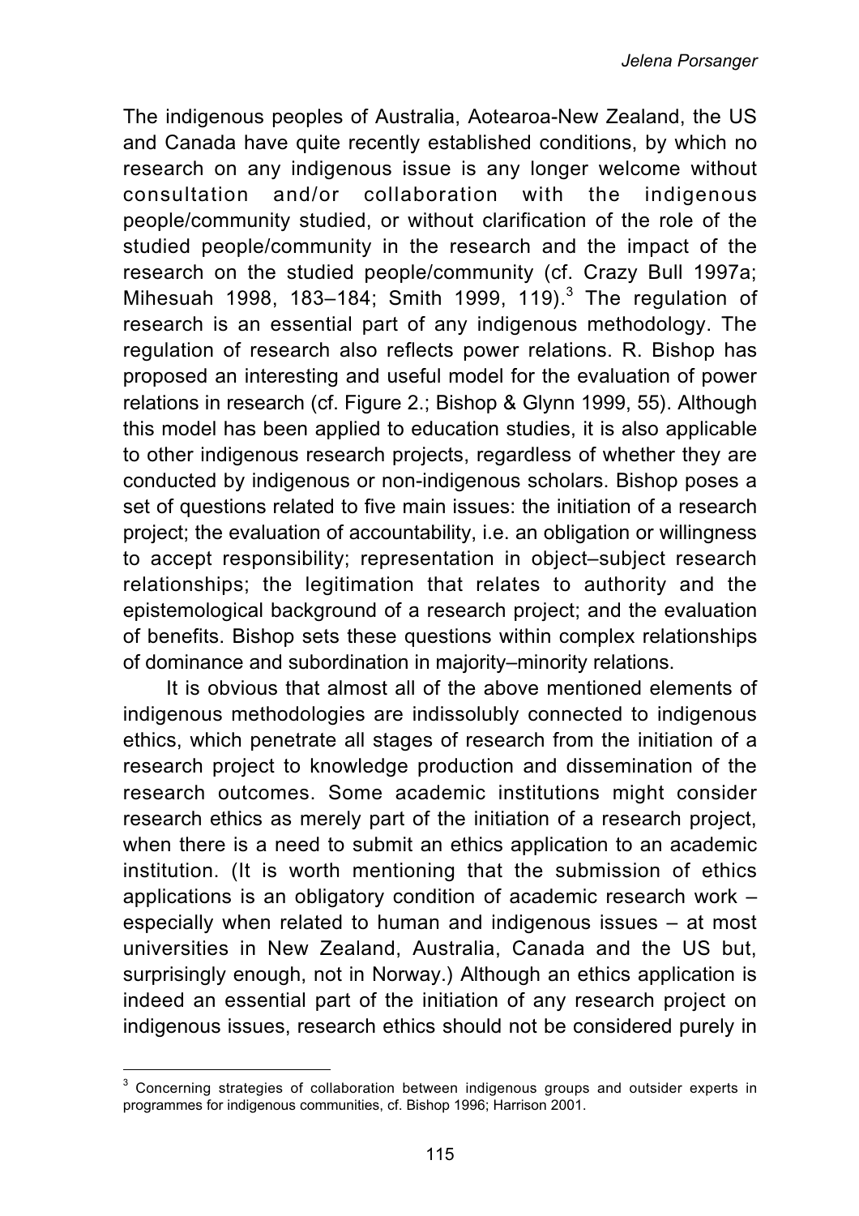The indigenous peoples of Australia, Aotearoa-New Zealand, the US and Canada have quite recently established conditions, by which no research on any indigenous issue is any longer welcome without consultation and/or collaboration with the indigenous people/community studied, or without clarification of the role of the studied people/community in the research and the impact of the research on the studied people/community (cf. Crazy Bull 1997a; Mihesuah 1998, 183–184; Smith 1999, 119).[3] The regulation of research is an essential part of any indigenous methodology. The regulation of research also reflects power relations. R. Bishop has proposed an interesting and useful model for the evaluation of power relations in research (cf. Figure 2.; Bishop & Glynn 1999, 55). Although this model has been applied to education studies, it is also applicable to other indigenous research projects, regardless of whether they are conducted by indigenous or non-indigenous scholars. Bishop poses a set of questions related to five main issues: the initiation of a research project; the evaluation of accountability, i.e. an obligation or willingness to accept responsibility; representation in object–subject research relationships; the legitimation that relates to authority and the epistemological background of a research project; and the evaluation of benefits. Bishop sets these questions within complex relationships of dominance and subordination in majority–minority relations.

It is obvious that almost all of the above mentioned elements of indigenous methodologies are indissolubly connected to indigenous ethics, which penetrate all stages of research from the initiation of a research project to knowledge production and dissemination of the research outcomes. Some academic institutions might consider research ethics as merely part of the initiation of a research project, when there is a need to submit an ethics application to an academic institution. (It is worth mentioning that the submission of ethics applications is an obligatory condition of academic research work – especially when related to human and indigenous issues – at most universities in New Zealand, Australia, Canada and the US but, surprisingly enough, not in Norway.) Although an ethics application is indeed an essential part of the initiation of any research project on indigenous issues, research ethics should not be considered purely in

[3] Concerning strategies of collaboration between indigenous groups and outsider experts in programmes for indigenous communities, cf. Bishop 1996; Harrison 2001.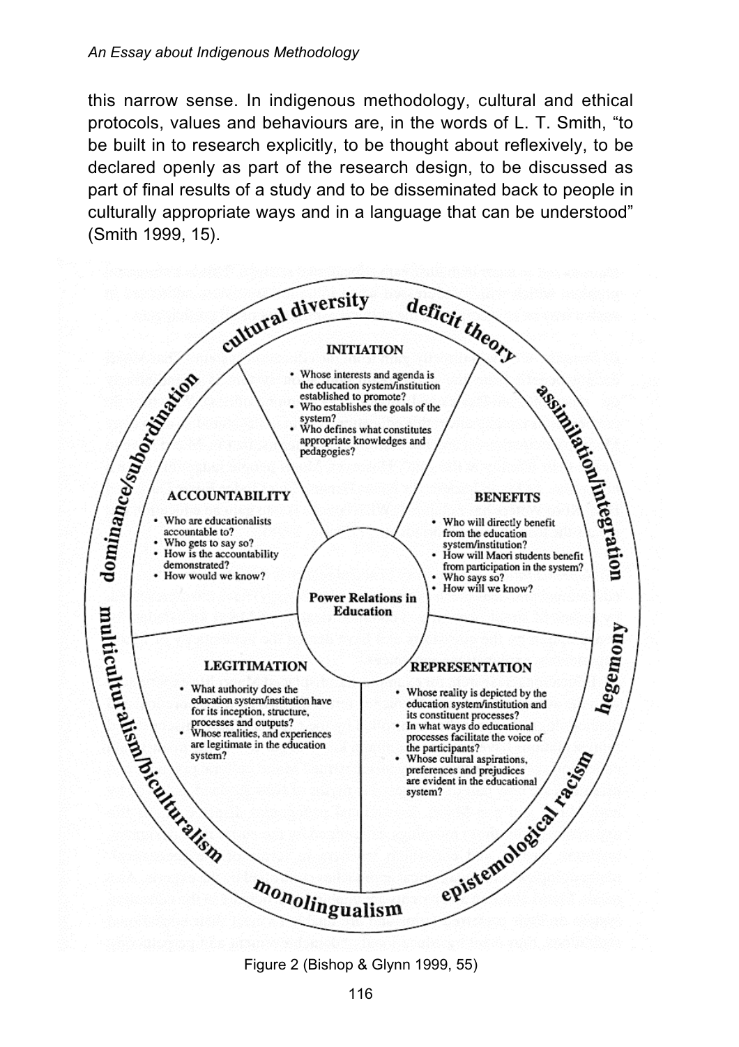this narrow sense. In indigenous methodology, cultural and ethical protocols, values and behaviours are, in the words of L. T. Smith, "to be built in to research explicitly, to be thought about reflexively, to be declared openly as part of the research design, to be discussed as part of final results of a study and to be disseminated back to people in culturally appropriate ways and in a language that can be understood" (Smith 1999, 15).

cultural diversity · deficit theory · assimilation/integration · hegemony · epistemological racism · monolingualism · multiculturalism/biculturalism · dominance/subordination

**Power Relations in Education**

**INITIATION**

- Whose interests and agenda is the education system/institution established to promote?
- Who establishes the goals of the system?
- Who defines what constitutes appropriate knowledges and pedagogies?

**BENEFITS**

- Who will directly benefit from the education system/institution?
- How will Maori students benefit from participation in the system?
- Who says so?
- How will we know?

**REPRESENTATION**

- Whose reality is depicted by the education system/institution and its constituent processes?
- In what ways do educational processes facilitate the voice of the participants?
- Whose cultural aspirations, preferences and prejudices are evident in the educational system?

**LEGITIMATION**

- What authority does the education system/institution have for its inception, structure, processes and outputs?
- Whose realities, and experiences are legitimate in the education system?

**ACCOUNTABILITY**

- Who are educationalists accountable to?
- Who gets to say so?
- How is the accountability demonstrated?
- How would we know?

Figure 2 (Bishop & Glynn 1999, 55)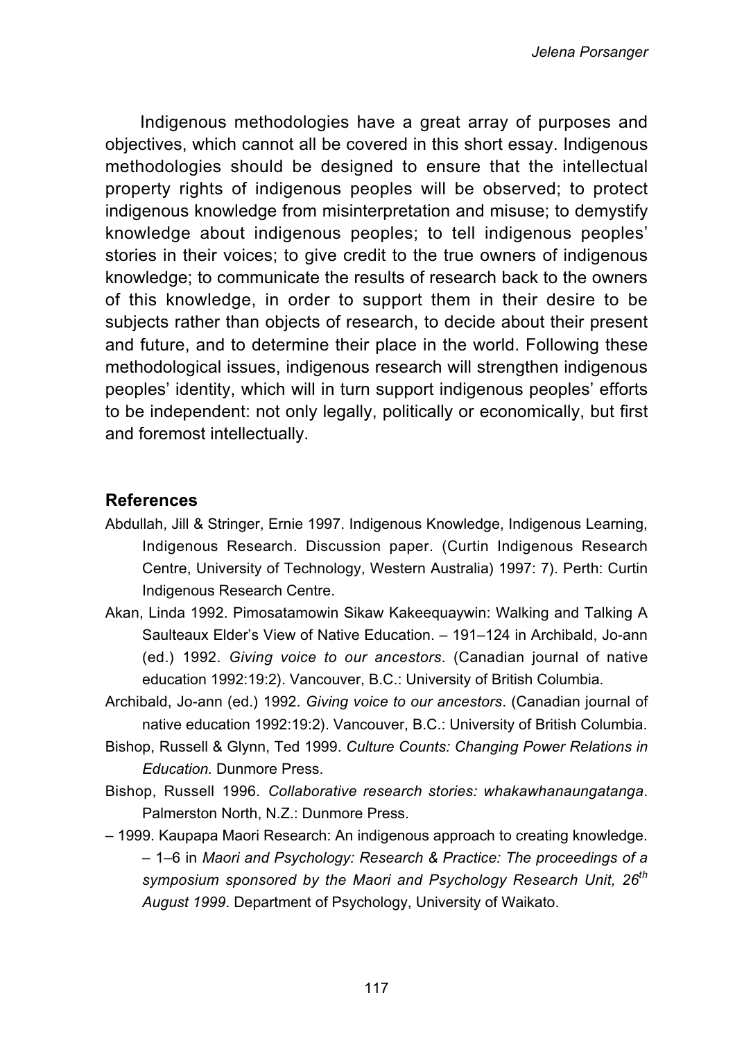Indigenous methodologies have a great array of purposes and objectives, which cannot all be covered in this short essay. Indigenous methodologies should be designed to ensure that the intellectual property rights of indigenous peoples will be observed; to protect indigenous knowledge from misinterpretation and misuse; to demystify knowledge about indigenous peoples; to tell indigenous peoples' stories in their voices; to give credit to the true owners of indigenous knowledge; to communicate the results of research back to the owners of this knowledge, in order to support them in their desire to be subjects rather than objects of research, to decide about their present and future, and to determine their place in the world. Following these methodological issues, indigenous research will strengthen indigenous peoples' identity, which will in turn support indigenous peoples' efforts to be independent: not only legally, politically or economically, but first and foremost intellectually.

## References

Abdullah, Jill & Stringer, Ernie 1997. Indigenous Knowledge, Indigenous Learning, Indigenous Research. Discussion paper. (Curtin Indigenous Research Centre, University of Technology, Western Australia) 1997: 7). Perth: Curtin Indigenous Research Centre.

Akan, Linda 1992. Pimosatamowin Sikaw Kakeequaywin: Walking and Talking A Saulteaux Elder's View of Native Education. – 191–124 in Archibald, Jo-ann (ed.) 1992. *Giving voice to our ancestors*. (Canadian journal of native education 1992:19:2). Vancouver, B.C.: University of British Columbia.

Archibald, Jo-ann (ed.) 1992. *Giving voice to our ancestors*. (Canadian journal of native education 1992:19:2). Vancouver, B.C.: University of British Columbia.

Bishop, Russell & Glynn, Ted 1999. *Culture Counts: Changing Power Relations in Education.* Dunmore Press.

Bishop, Russell 1996. *Collaborative research stories: whakawhanaungatanga*. Palmerston North, N.Z.: Dunmore Press.

– 1999. Kaupapa Maori Research: An indigenous approach to creating knowledge. – 1–6 in *Maori and Psychology: Research & Practice: The proceedings of a symposium sponsored by the Maori and Psychology Research Unit, 26th August 1999*. Department of Psychology, University of Waikato.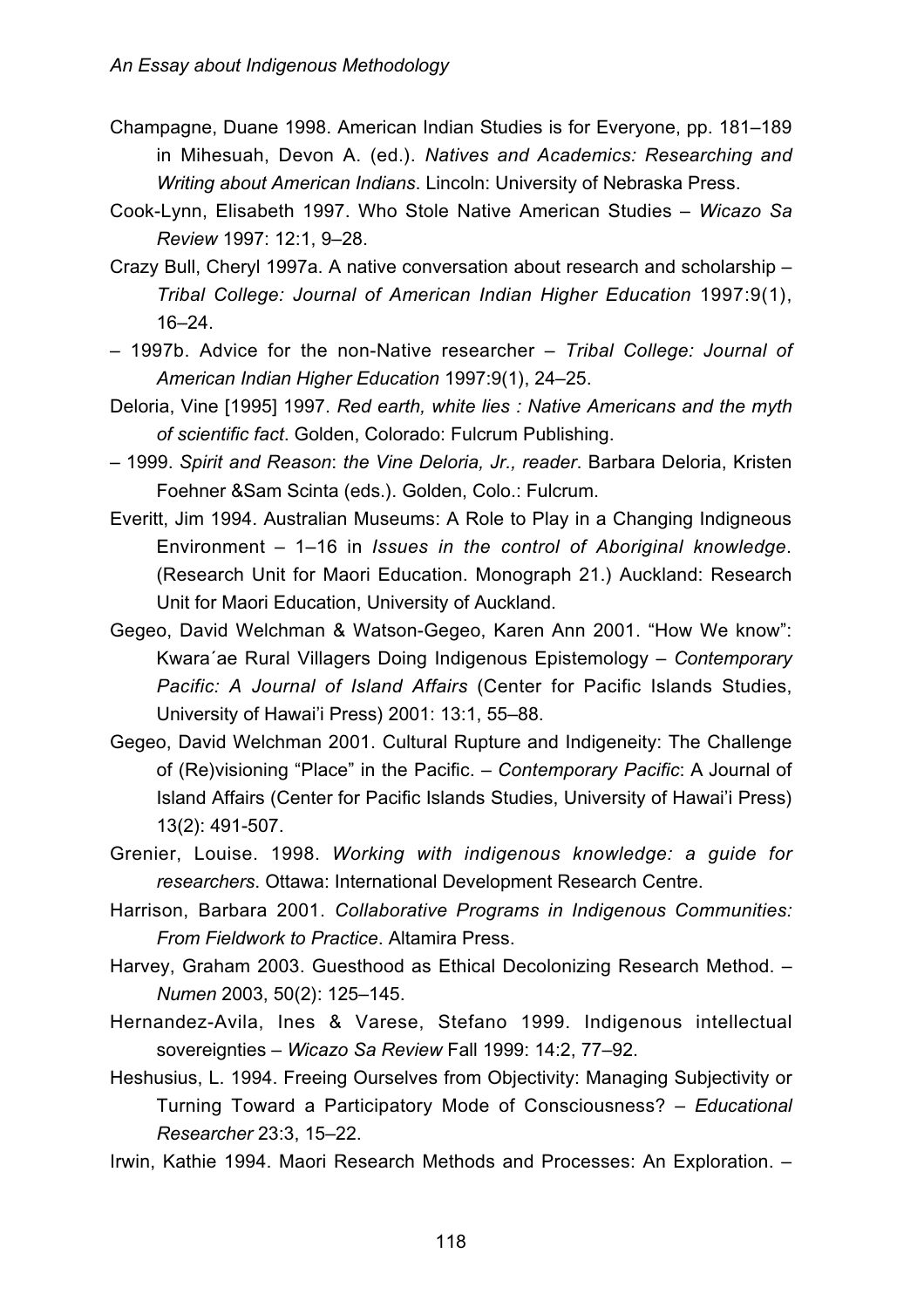Champagne, Duane 1998. American Indian Studies is for Everyone, pp. 181–189 in Mihesuah, Devon A. (ed.). *Natives and Academics: Researching and Writing about American Indians*. Lincoln: University of Nebraska Press.

Cook-Lynn, Elisabeth 1997. Who Stole Native American Studies – *Wicazo Sa Review* 1997: 12:1, 9–28.

Crazy Bull, Cheryl 1997a. A native conversation about research and scholarship – *Tribal College: Journal of American Indian Higher Education* 1997:9(1), 16–24.

– 1997b. Advice for the non-Native researcher – *Tribal College: Journal of American Indian Higher Education* 1997:9(1), 24–25.

Deloria, Vine [1995] 1997. *Red earth, white lies : Native Americans and the myth of scientific fact*. Golden, Colorado: Fulcrum Publishing.

– 1999. *Spirit and Reason*: *the Vine Deloria, Jr., reader*. Barbara Deloria, Kristen Foehner &Sam Scinta (eds.). Golden, Colo.: Fulcrum.

Everitt, Jim 1994. Australian Museums: A Role to Play in a Changing Indigneous Environment – 1–16 in *Issues in the control of Aboriginal knowledge*. (Research Unit for Maori Education. Monograph 21.) Auckland: Research Unit for Maori Education, University of Auckland.

Gegeo, David Welchman & Watson-Gegeo, Karen Ann 2001. "How We know": Kwara´ae Rural Villagers Doing Indigenous Epistemology – *Contemporary Pacific: A Journal of Island Affairs* (Center for Pacific Islands Studies, University of Hawai'i Press) 2001: 13:1, 55–88.

Gegeo, David Welchman 2001. Cultural Rupture and Indigeneity: The Challenge of (Re)visioning "Place" in the Pacific. – *Contemporary Pacific*: A Journal of Island Affairs (Center for Pacific Islands Studies, University of Hawai'i Press) 13(2): 491-507.

Grenier, Louise. 1998. *Working with indigenous knowledge: a guide for researchers*. Ottawa: International Development Research Centre.

Harrison, Barbara 2001. *Collaborative Programs in Indigenous Communities: From Fieldwork to Practice*. Altamira Press.

Harvey, Graham 2003. Guesthood as Ethical Decolonizing Research Method. – *Numen* 2003, 50(2): 125–145.

Hernandez-Avila, Ines & Varese, Stefano 1999. Indigenous intellectual sovereignties – *Wicazo Sa Review* Fall 1999: 14:2, 77–92.

Heshusius, L. 1994. Freeing Ourselves from Objectivity: Managing Subjectivity or Turning Toward a Participatory Mode of Consciousness? – *Educational Researcher* 23:3, 15–22.

Irwin, Kathie 1994. Maori Research Methods and Processes: An Exploration. –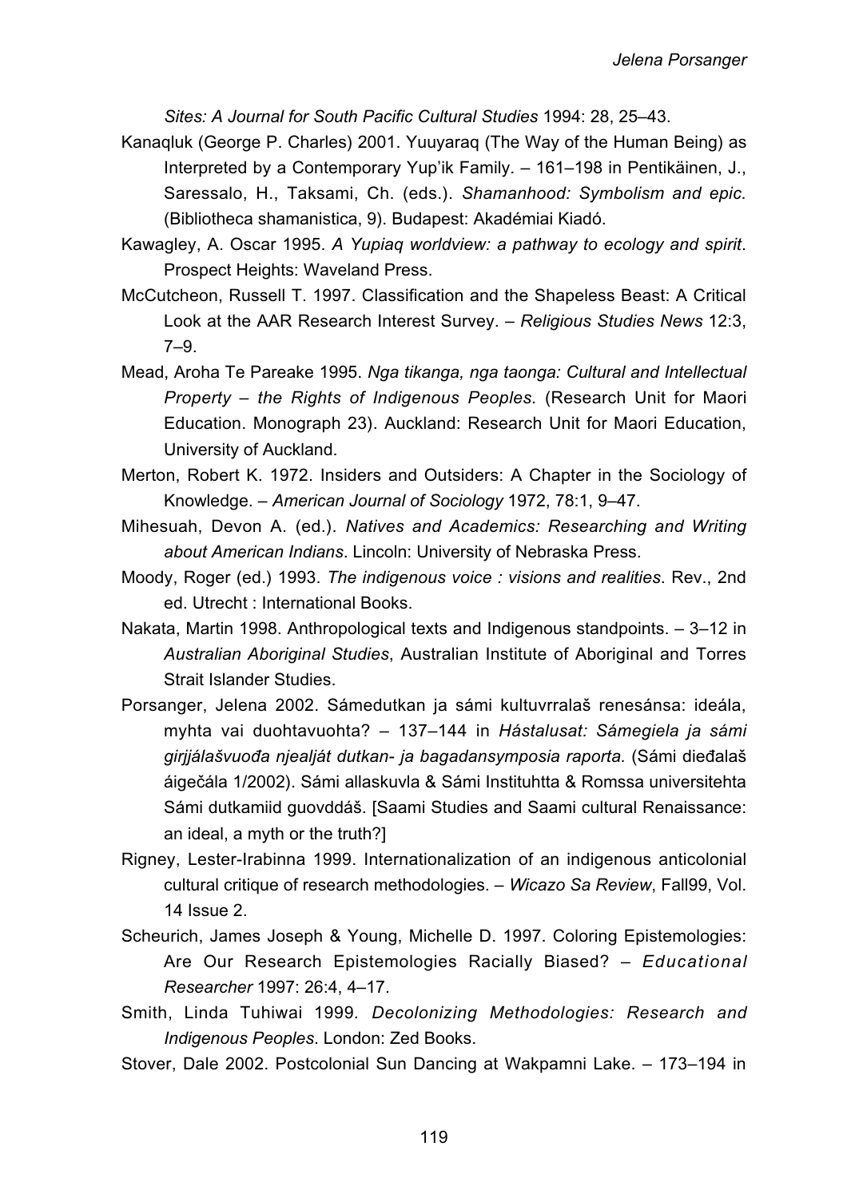*Sites: A Journal for South Pacific Cultural Studies* 1994: 28, 25–43.

Kanaqluk (George P. Charles) 2001. Yuuyaraq (The Way of the Human Being) as Interpreted by a Contemporary Yup'ik Family. – 161–198 in Pentikäinen, J., Saressalo, H., Taksami, Ch. (eds.). *Shamanhood: Symbolism and epic.* (Bibliotheca shamanistica, 9). Budapest: Akadémiai Kiadó.

Kawagley, A. Oscar 1995. *A Yupiaq worldview: a pathway to ecology and spirit*. Prospect Heights: Waveland Press.

McCutcheon, Russell T. 1997. Classification and the Shapeless Beast: A Critical Look at the AAR Research Interest Survey. – *Religious Studies News* 12:3, 7–9.

Mead, Aroha Te Pareake 1995. *Nga tikanga, nga taonga: Cultural and Intellectual Property – the Rights of Indigenous Peoples.* (Research Unit for Maori Education. Monograph 23). Auckland: Research Unit for Maori Education, University of Auckland.

Merton, Robert K. 1972. Insiders and Outsiders: A Chapter in the Sociology of Knowledge. – *American Journal of Sociology* 1972, 78:1, 9–47.

Mihesuah, Devon A. (ed.). *Natives and Academics: Researching and Writing about American Indians*. Lincoln: University of Nebraska Press.

Moody, Roger (ed.) 1993. *The indigenous voice : visions and realities*. Rev., 2nd ed. Utrecht : International Books.

Nakata, Martin 1998. Anthropological texts and Indigenous standpoints. – 3–12 in *Australian Aboriginal Studies*, Australian Institute of Aboriginal and Torres Strait Islander Studies.

Porsanger, Jelena 2002. Sámedutkan ja sámi kultuvrralaš renesánsa: ideála, myhta vai duohtavuohta? – 137–144 in *Hástalusat: Sámegiela ja sámi girjjálašvuođa njealját dutkan- ja bagadansymposia raporta.* (Sámi dieđalaš áigečála 1/2002). Sámi allaskuvla & Sámi Instituhtta & Romssa universitehta Sámi dutkamiid guovddáš. [Saami Studies and Saami cultural Renaissance: an ideal, a myth or the truth?]

Rigney, Lester-Irabinna 1999. Internationalization of an indigenous anticolonial cultural critique of research methodologies. – *Wicazo Sa Review*, Fall99, Vol. 14 Issue 2.

Scheurich, James Joseph & Young, Michelle D. 1997. Coloring Epistemologies: Are Our Research Epistemologies Racially Biased? – *Educational Researcher* 1997: 26:4, 4–17.

Smith, Linda Tuhiwai 1999. *Decolonizing Methodologies: Research and Indigenous Peoples*. London: Zed Books.

Stover, Dale 2002. Postcolonial Sun Dancing at Wakpamni Lake. – 173–194 in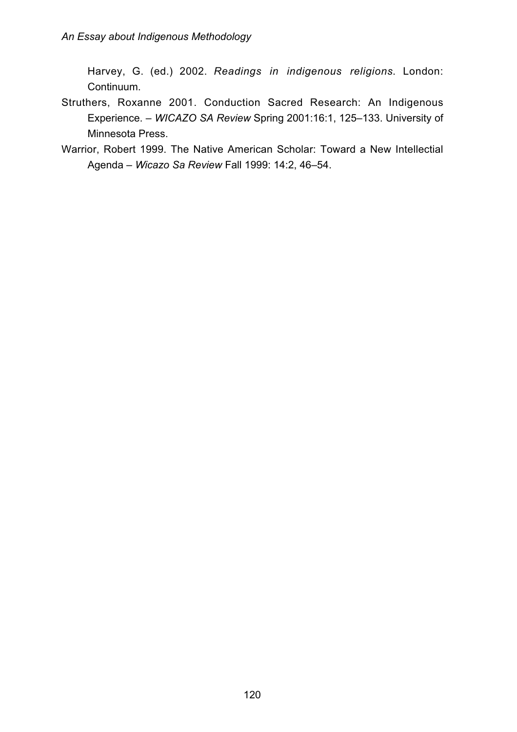Harvey, G. (ed.) 2002. *Readings in indigenous religions*. London: Continuum.

Struthers, Roxanne 2001. Conduction Sacred Research: An Indigenous Experience. – *WICAZO SA Review* Spring 2001:16:1, 125–133. University of Minnesota Press.

Warrior, Robert 1999. The Native American Scholar: Toward a New Intellectial Agenda – *Wicazo Sa Review* Fall 1999: 14:2, 46–54.